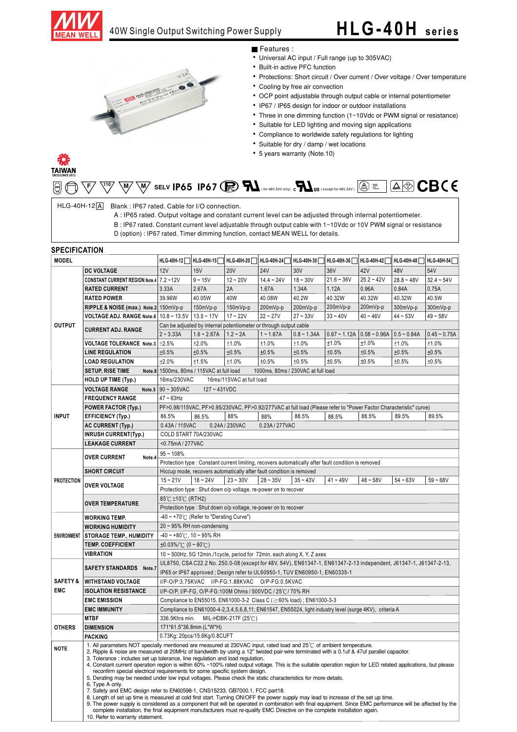# 40W Single Output Switching Power Supply

# HLG-40H series

■ Features :

- Universal AC input / Full range (up to 305VAC)
- Built-in active PFC function
- Protections: Short circuit / Over current / Over voltage / Over temperature
- Cooling by free air convection
- OCP point adjustable through output cable or internal potentiometer
- IP67 / IP65 design for indoor or outdoor installations
- Three in one dimming function (1~10Vdc or PWM signal or resistance)
- Suitable for LED lighting and moving sign applications
- Compliance to worldwide safety regulations for lighting
- Suitable for dry / damp / wet locations
- 5 years warranty (Note.10)

SELV IP65 IP67 (for 48V,54V only) (except for 48V,54V) CB CE

HLG-40H-12 A — Blank : IP67 rated. Cable for I/O connection.
A : IP65 rated. Output voltage and constant current level can be adjusted through internal potentiometer.
B : IP67 rated. Constant current level adjustable through output cable with 1~10Vdc or 10V PWM signal or resistance
D (option) : IP67 rated. Timer dimming function, contact MEAN WELL for details.

## SPECIFICATION

| MODEL | | HLG-40H-12 | HLG-40H-15 | HLG-40H-20 | HLG-40H-24 | HLG-40H-30 | HLG-40H-36 | HLG-40H-42 | HLG-40H-48 | HLG-40H-54 |
|---|---|---|---|---|---|---|---|---|---|---|
| OUTPUT | DC VOLTAGE | 12V | 15V | 20V | 24V | 30V | 36V | 42V | 48V | 54V |
| | CONSTANT CURRENT REGION Note.4 | 7.2 ~12V | 9 ~ 15V | 12 ~ 20V | 14.4 ~ 24V | 18 ~ 30V | 21.6 ~ 36V | 25.2 ~ 42V | 28.8 ~ 48V | 32.4 ~ 54V |
| | RATED CURRENT | 3.33A | 2.67A | 2A | 1.67A | 1.34A | 1.12A | 0.96A | 0.84A | 0.75A |
| | RATED POWER | 39.96W | 40.05W | 40W | 40.08W | 40.2W | 40.32W | 40.32W | 40.32W | 40.5W |
| | RIPPLE & NOISE (max.) Note.2 | 150mVp-p | 150mVp-p | 150mVp-p | 200mVp-p | 200mVp-p | 200mVp-p | 200mVp-p | 300mVp-p | 300mVp-p |
| | VOLTAGE ADJ. RANGE Note.6 | 10.8 ~ 13.5V | 13.5 ~ 17V | 17 ~ 22V | 22 ~ 27V | 27 ~ 33V | 33 ~ 40V | 40 ~ 46V | 44 ~ 53V | 49 ~ 58V |
| | CURRENT ADJ. RANGE | Can be adjusted by internal potentiometer or through output cable | | | | | | | | |
| | | 2 ~ 3.33A | 1.6 ~ 2.67A | 1.2 ~ 2A | 1 ~ 1.67A | 0.8 ~ 1.34A | 0.67 ~ 1.12A | 0.58 ~ 0.96A | 0.5 ~ 0.84A | 0.45 ~ 0.75A |
| | VOLTAGE TOLERANCE Note.3 | ±2.5% | ±2.0% | ±1.0% | ±1.0% | ±1.0% | ±1.0% | ±1.0% | ±1.0% | ±1.0% |
| | LINE REGULATION | ±0.5% | ±0.5% | ±0.5% | ±0.5% | ±0.5% | ±0.5% | ±0.5% | ±0.5% | ±0.5% |
| | LOAD REGULATION | ±2.0% | ±1.5% | ±1.0% | ±0.5% | ±0.5% | ±0.5% | ±0.5% | ±0.5% | ±0.5% |
| | SETUP, RISE TIME Note.8 | 1500ms, 80ms / 115VAC at full load 1000ms, 80ms / 230VAC at full load | | | | | | | | |
| | HOLD UP TIME (Typ.) | 16ms/230VAC 16ms/115VAC at full load | | | | | | | | |
| INPUT | VOLTAGE RANGE Note.5 | 90 ~ 305VAC 127 ~ 431VDC | | | | | | | | |
| | FREQUENCY RANGE | 47 ~ 63Hz | | | | | | | | |
| | POWER FACTOR (Typ.) | PF>0.98/115VAC, PF>0.95/230VAC, PF>0.92/277VAC at full load (Please refer to "Power Factor Characteristic" curve) | | | | | | | | |
| | EFFICIENCY (Typ.) | 86.5% | 86.5% | 88% | 88% | 88.5% | 88.5% | 88.5% | 89.5% | 89.5% |
| | AC CURRENT (Typ.) | 0.43A / 115VAC 0.24A / 230VAC 0.23A / 277VAC | | | | | | | | |
| | INRUSH CURRENT(Typ.) | COLD START 70A/230VAC | | | | | | | | |
| | LEAKAGE CURRENT | <0.75mA / 277VAC | | | | | | | | |
| PROTECTION | OVER CURRENT Note.4 | 95 ~ 108% | | | | | | | | |
| | | Protection type : Constant current limiting, recovers automatically after fault condition is removed | | | | | | | | |
| | SHORT CIRCUIT | Hiccup mode, recovers automatically after fault condition is removed | | | | | | | | |
| | OVER VOLTAGE | 15 ~ 21V | 18 ~ 24V | 23 ~ 30V | 28 ~ 35V | 35 ~ 43V | 41 ~ 49V | 48 ~ 58V | 54 ~ 63V | 59 ~ 68V |
| | | Protection type : Shut down o/p voltage, re-power on to recover | | | | | | | | |
| | OVER TEMPERATURE | 85℃ ±10℃ (RTH2) | | | | | | | | |
| | | Protection type : Shut down o/p voltage, re-power on to recover | | | | | | | | |
| ENVIRONMENT | WORKING TEMP. | -40 ~ +70℃ (Refer to "Derating Curve") | | | | | | | | |
| | WORKING HUMIDITY | 20 ~ 95% RH non-condensing | | | | | | | | |
| | STORAGE TEMP., HUMIDITY | -40 ~ +80℃, 10 ~ 95% RH | | | | | | | | |
| | TEMP. COEFFICIENT | ±0.03%/℃ (0 ~ 60℃) | | | | | | | | |
| | VIBRATION | 10 ~ 500Hz, 5G 12min./1cycle, period for 72min. each along X, Y, Z axes | | | | | | | | |
| SAFETY & EMC | SAFETY STANDARDS Note.7 | UL8750, CSA C22.2 No. 250.0-08 (except for 48V, 54V), EN61347-1, EN61347-2-13 independent, J61347-1, J61347-2-13, IP65 or IP67 approved ; Design refer to UL60950-1, TUV EN60950-1, EN60335-1 | | | | | | | | |
| | WITHSTAND VOLTAGE | I/P-O/P:3.75KVAC I/P-FG:1.88KVAC O/P-FG:0.5KVAC | | | | | | | | |
| | ISOLATION RESISTANCE | I/P-O/P, I/P-FG, O/P-FG:100M Ohms / 500VDC / 25℃/ 70% RH | | | | | | | | |
| | EMC EMISSION | Compliance to EN55015, EN61000-3-2 Class C (≥60% load) ; EN61000-3-3 | | | | | | | | |
| | EMC IMMUNITY | Compliance to EN61000-4-2,3,4,5,6,8,11; EN61547, EN55024, light industry level (surge 4KV), criteria A | | | | | | | | |
| OTHERS | MTBF | 336.5Khrs min. MIL-HDBK-217F (25℃) | | | | | | | | |
| | DIMENSION | 171*61.5*36.8mm (L*W*H) | | | | | | | | |
| | PACKING | 0.73Kg; 20pcs/15.6Kg/0.8CUFT | | | | | | | | |

**NOTE**

1. All parameters NOT specially mentioned are measured at 230VAC input, rated load and 25℃ of ambient temperature.
2. Ripple & noise are measured at 20MHz of bandwidth by using a 12" twisted pair-wire terminated with a 0.1uf & 47uf parallel capacitor.
3. Tolerance : includes set up tolerance, line regulation and load regulation.
4. Constant current operation region is within 60% ~100% rated output voltage. This is the suitable operation region for LED related applications, but please reconfirm special electrical requirements for some specific system design.
5. Derating may be needed under low input voltages. Please check the static characteristics for more details.
6. Type A only.
7. Safety and EMC design refer to EN60598-1, CNS15233, GB7000.1, FCC part18.
8. Length of set up time is measured at cold first start. Turning ON/OFF the power supply may lead to increase of the set up time.
9. The power supply is considered as a component that will be operated in combination with final equipment. Since EMC performance will be affected by the complete installation, the final equipment manufacturers must re-qualify EMC Directive on the complete installation again.
10. Refer to warranty statement.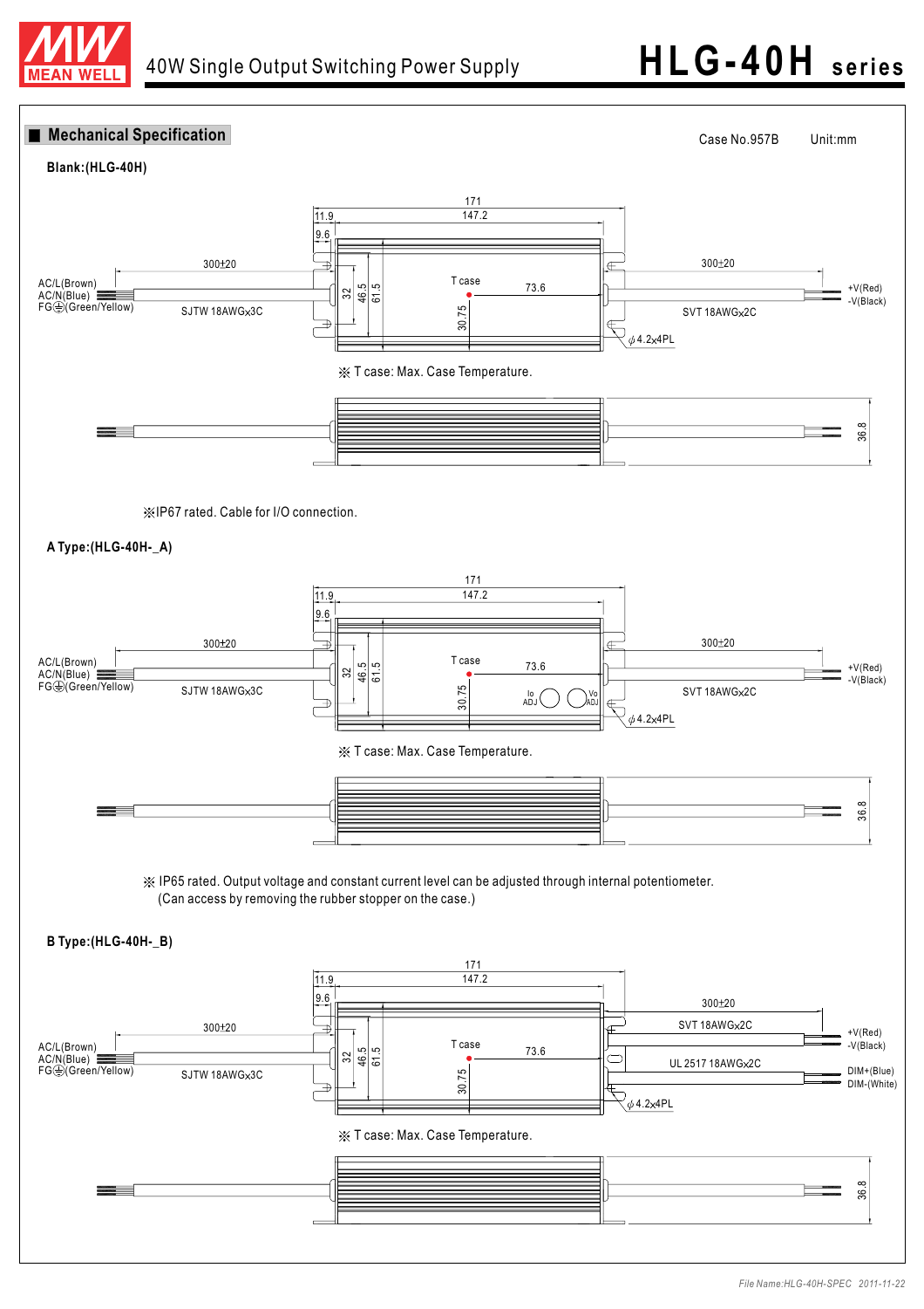# 40W Single Output Switching Power Supply — HLG-40H series

## ■ Mechanical Specification

Case No.957B Unit:mm

**Blank:(HLG-40H)**

171
11.9
147.2
9.6
300±20
300±20
AC/L(Brown)
AC/N(Blue)
FG⏚(Green/Yellow)
SJTW 18AWGx3C
T case
73.6
32
46.5
61.5
30.75
+V(Red)
-V(Black)
SVT 18AWGx2C
ϕ4.2x4PL

※ T case: Max. Case Temperature.

36.8

※IP67 rated. Cable for I/O connection.

**A Type:(HLG-40H-_A)**

171
11.9
147.2
9.6
300±20
300±20
AC/L(Brown)
AC/N(Blue)
FG⏚(Green/Yellow)
SJTW 18AWGx3C
T case
73.6
32
46.5
61.5
30.75
Io ADJ
Vo ADJ
+V(Red)
-V(Black)
SVT 18AWGx2C
ϕ4.2x4PL

※ T case: Max. Case Temperature.

36.8

※ IP65 rated. Output voltage and constant current level can be adjusted through internal potentiometer.
(Can access by removing the rubber stopper on the case.)

**B Type:(HLG-40H-_B)**

171
11.9
147.2
9.6
300±20
300±20
AC/L(Brown)
AC/N(Blue)
FG⏚(Green/Yellow)
SJTW 18AWGx3C
T case
73.6
32
46.5
61.5
30.75
SVT 18AWGx2C
+V(Red)
-V(Black)
UL 2517 18AWGx2C
DIM+(Blue)
DIM-(White)
ϕ4.2x4PL

※ T case: Max. Case Temperature.

36.8

File Name:HLG-40H-SPEC 2011-11-22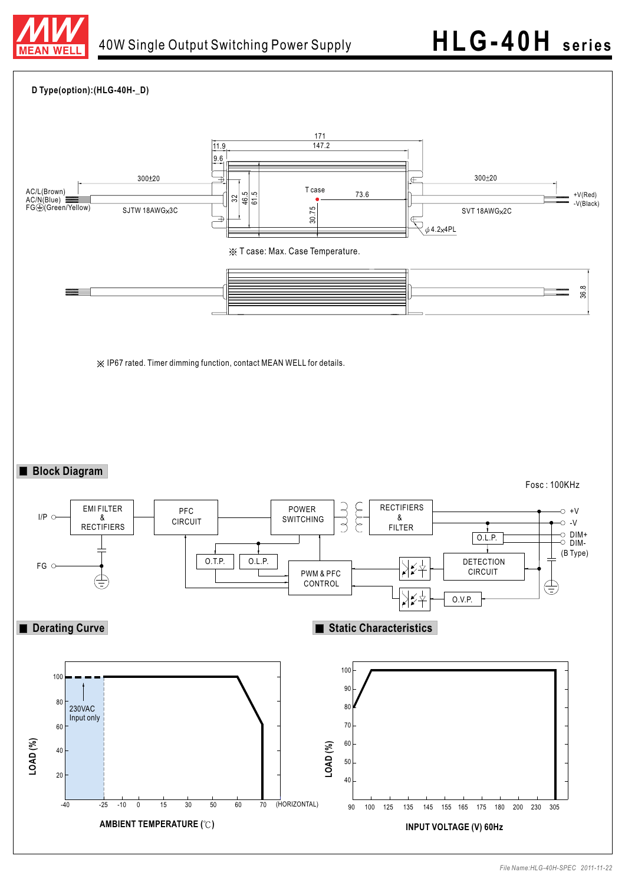**D Type(option):(HLG-40H-_D)**

※ T case: Max. Case Temperature.

※ IP67 rated. Timer dimming function, contact MEAN WELL for details.

## Block Diagram

Fosc : 100KHz

## Derating Curve

## Static Characteristics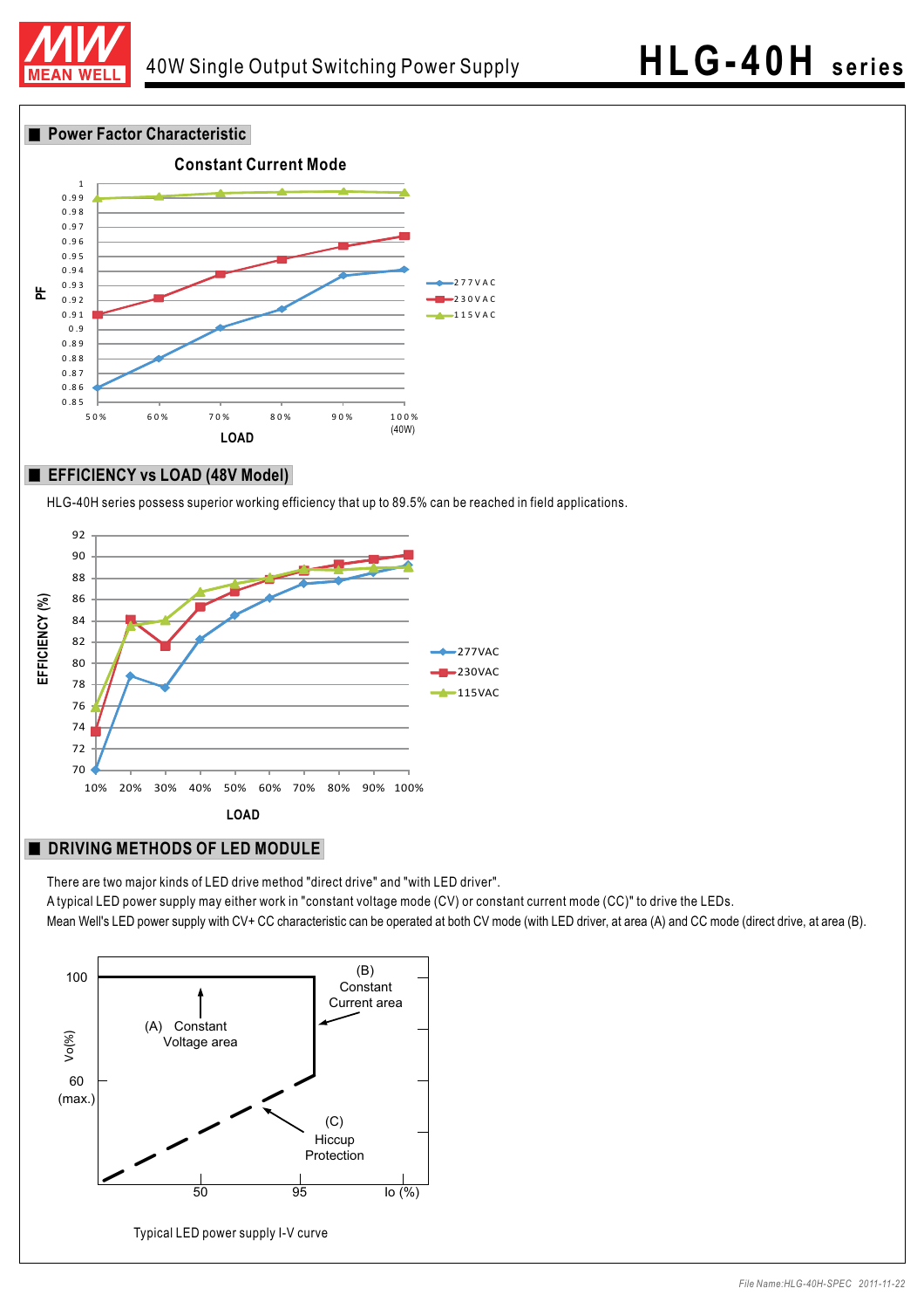## Power Factor Characteristic

Constant Current Mode

## EFFICIENCY vs LOAD (48V Model)

HLG-40H series possess superior working efficiency that up to 89.5% can be reached in field applications.

## DRIVING METHODS OF LED MODULE

There are two major kinds of LED drive method "direct drive" and "with LED driver".

A typical LED power supply may either work in "constant voltage mode (CV) or constant current mode (CC)" to drive the LEDs.

Mean Well's LED power supply with CV+ CC characteristic can be operated at both CV mode (with LED driver, at area (A) and CC mode (direct drive, at area (B).

Typical LED power supply I-V curve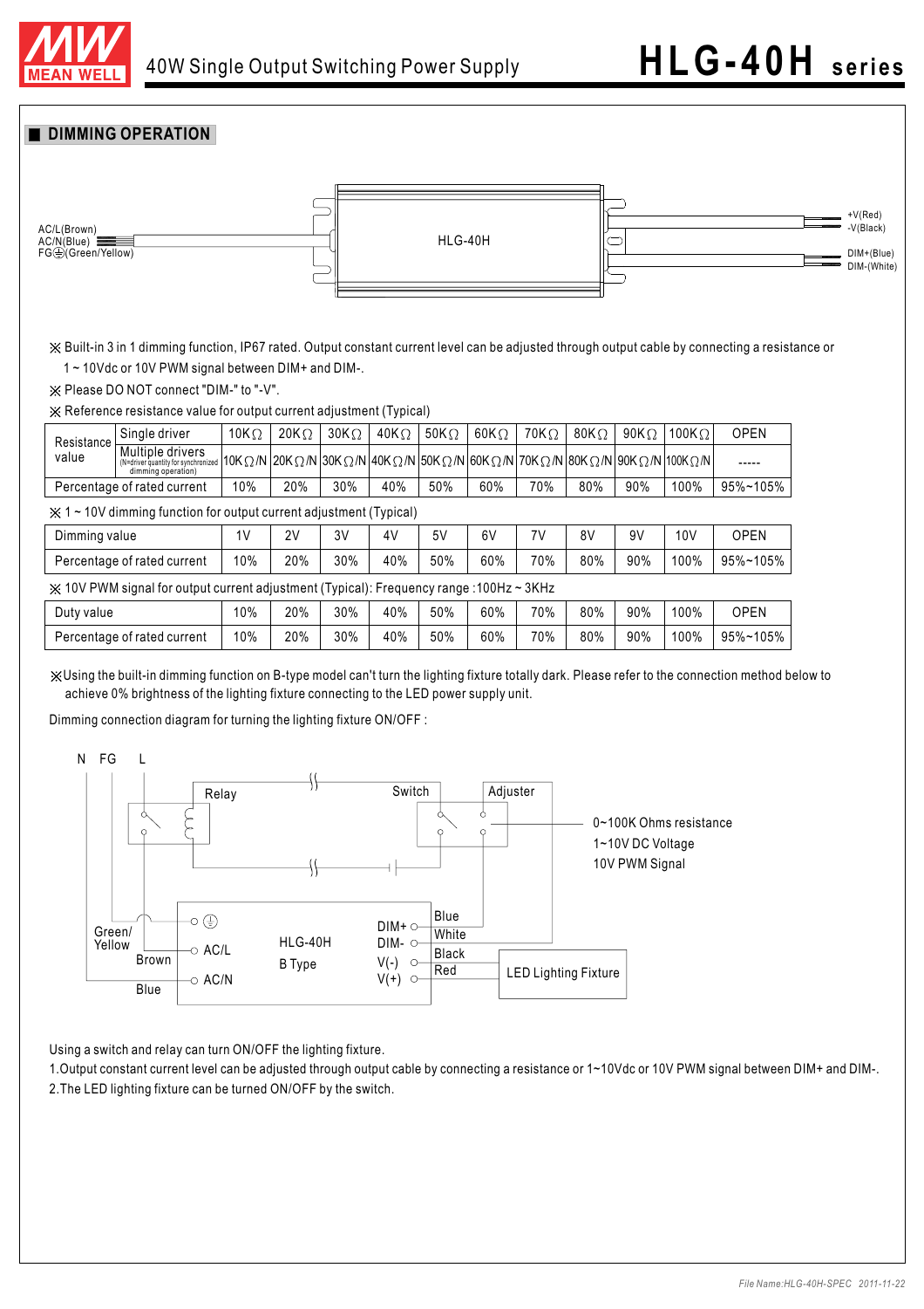## DIMMING OPERATION

AC/L(Brown)
AC/N(Blue)
FG⏚(Green/Yellow)

HLG-40H

+V(Red)
-V(Black)
DIM+(Blue)
DIM-(White)

※ Built-in 3 in 1 dimming function, IP67 rated. Output constant current level can be adjusted through output cable by connecting a resistance or 1 ~ 10Vdc or 10V PWM signal between DIM+ and DIM-.

※ Please DO NOT connect "DIM-" to "-V".

※ Reference resistance value for output current adjustment (Typical)

| Resistance value | | | | | | | | | | | | |
|---|---|---|---|---|---|---|---|---|---|---|---|---|
| Resistance value | Single driver | 10KΩ | 20KΩ | 30KΩ | 40KΩ | 50KΩ | 60KΩ | 70KΩ | 80KΩ | 90KΩ | 100KΩ | OPEN |
| | Multiple drivers (N=driver quantity for synchronized dimming operation) | 10KΩ/N | 20KΩ/N | 30KΩ/N | 40KΩ/N | 50KΩ/N | 60KΩ/N | 70KΩ/N | 80KΩ/N | 90KΩ/N | 100KΩ/N | ----- |
| Percentage of rated current | | 10% | 20% | 30% | 40% | 50% | 60% | 70% | 80% | 90% | 100% | 95%~105% |

※ 1 ~ 10V dimming function for output current adjustment (Typical)

| Dimming value | 1V | 2V | 3V | 4V | 5V | 6V | 7V | 8V | 9V | 10V | OPEN |
|---|---|---|---|---|---|---|---|---|---|---|---|
| Percentage of rated current | 10% | 20% | 30% | 40% | 50% | 60% | 70% | 80% | 90% | 100% | 95%~105% |

※ 10V PWM signal for output current adjustment (Typical): Frequency range :100Hz ~ 3KHz

| Duty value | 10% | 20% | 30% | 40% | 50% | 60% | 70% | 80% | 90% | 100% | OPEN |
|---|---|---|---|---|---|---|---|---|---|---|---|
| Percentage of rated current | 10% | 20% | 30% | 40% | 50% | 60% | 70% | 80% | 90% | 100% | 95%~105% |

※Using the built-in dimming function on B-type model can't turn the lighting fixture totally dark. Please refer to the connection method below to achieve 0% brightness of the lighting fixture connecting to the LED power supply unit.

Dimming connection diagram for turning the lighting fixture ON/OFF :

N FG L

Relay Switch Adjuster

0~100K Ohms resistance
1~10V DC Voltage
10V PWM Signal

Green/Yellow
Brown
Blue

⏚
AC/L
AC/N

HLG-40H
B Type

DIM+ Blue
DIM- White
V(-) Black
V(+) Red

LED Lighting Fixture

Using a switch and relay can turn ON/OFF the lighting fixture.

1.Output constant current level can be adjusted through output cable by connecting a resistance or 1~10Vdc or 10V PWM signal between DIM+ and DIM-.

2.The LED lighting fixture can be turned ON/OFF by the switch.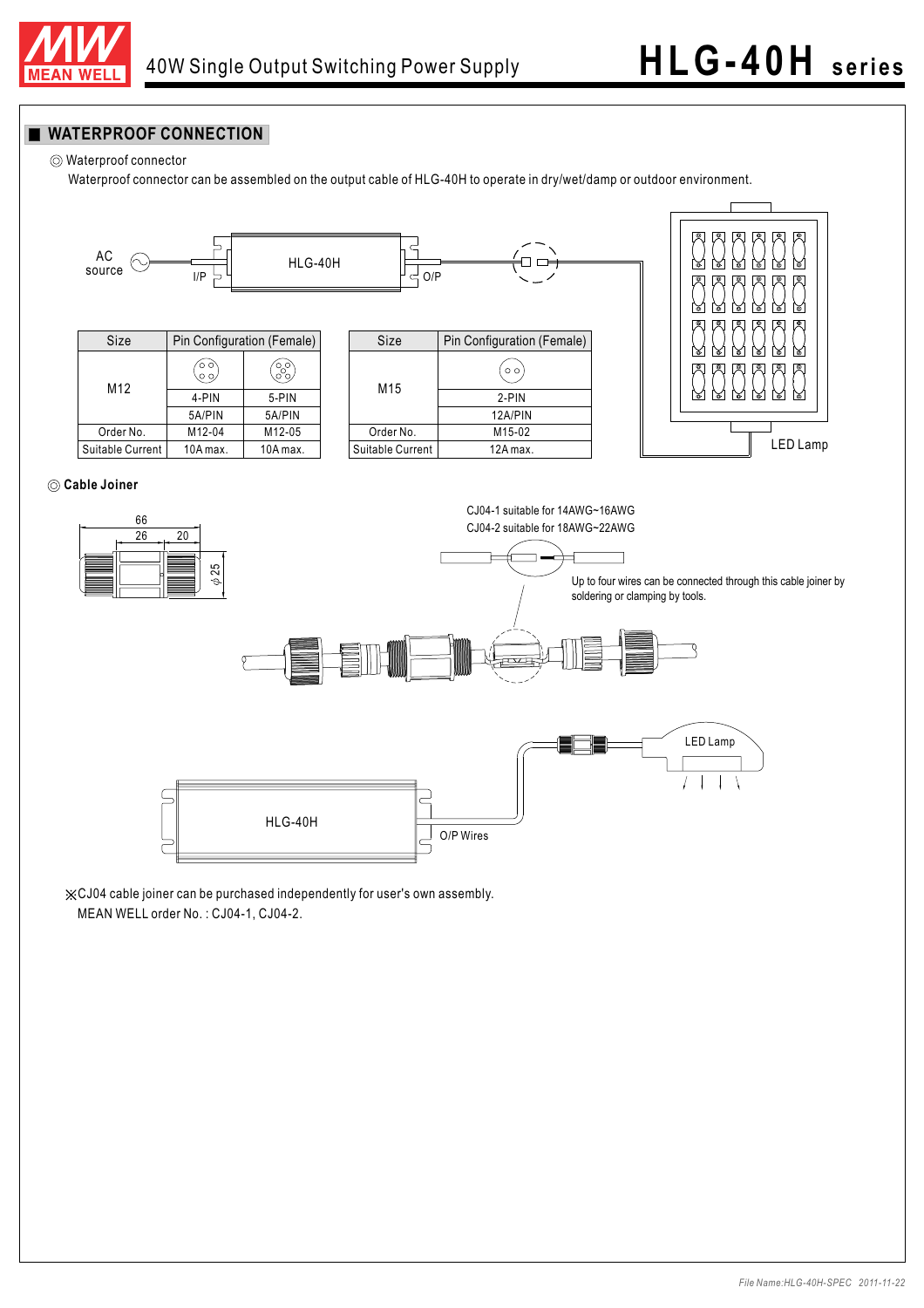## WATERPROOF CONNECTION

◎ Waterproof connector

Waterproof connector can be assembled on the output cable of HLG-40H to operate in dry/wet/damp or outdoor environment.

AC source

I/P

HLG-40H

O/P

LED Lamp

| Size | Pin Configuration (Female) | |
|---|---|---|
| M12 | 4-PIN | 5-PIN |
| | 5A/PIN | 5A/PIN |
| Order No. | M12-04 | M12-05 |
| Suitable Current | 10A max. | 10A max. |

| Size | Pin Configuration (Female) |
|---|---|
| M15 | 2-PIN |
| | 12A/PIN |
| Order No. | M15-02 |
| Suitable Current | 12A max. |

◎ **Cable Joiner**

66

26

20

ϕ25

CJ04-1 suitable for 14AWG~16AWG

CJ04-2 suitable for 18AWG~22AWG

Up to four wires can be connected through this cable joiner by soldering or clamping by tools.

LED Lamp

HLG-40H

O/P Wires

※CJ04 cable joiner can be purchased independently for user's own assembly.
MEAN WELL order No. : CJ04-1, CJ04-2.